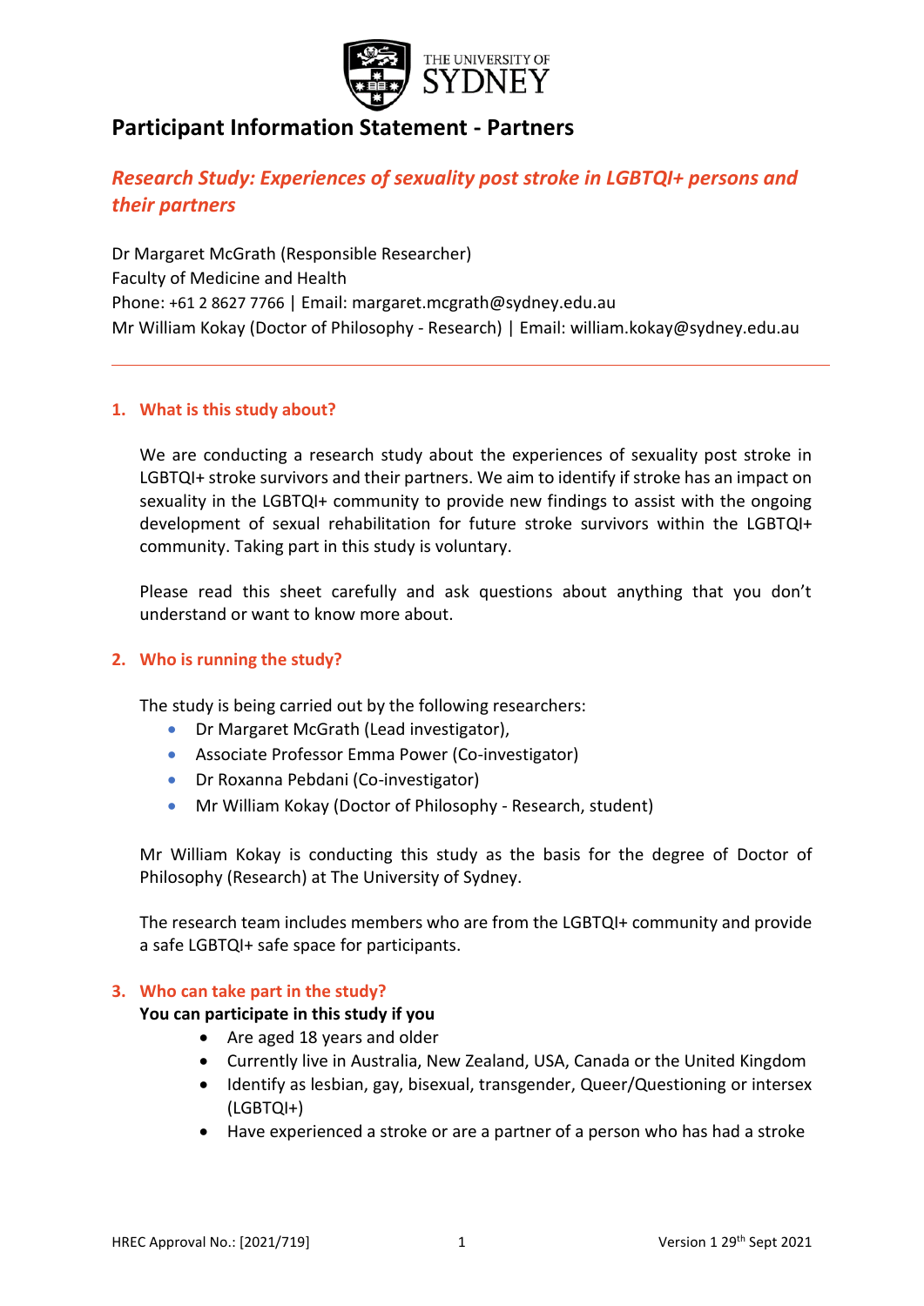# Participant Information Statement - Partners

## *Research Study: Experiences of sexuality post stroke in LGBTQI+ persons and their partners*

Dr Margaret McGrath (Responsible Researcher)
Faculty of Medicine and Health
Phone: +61 2 8627 7766 | Email: margaret.mcgrath@sydney.edu.au
Mr William Kokay (Doctor of Philosophy - Research) | Email: william.kokay@sydney.edu.au

---

### 1. What is this study about?

We are conducting a research study about the experiences of sexuality post stroke in LGBTQI+ stroke survivors and their partners. We aim to identify if stroke has an impact on sexuality in the LGBTQI+ community to provide new findings to assist with the ongoing development of sexual rehabilitation for future stroke survivors within the LGBTQI+ community. Taking part in this study is voluntary.

Please read this sheet carefully and ask questions about anything that you don't understand or want to know more about.

### 2. Who is running the study?

The study is being carried out by the following researchers:

- Dr Margaret McGrath (Lead investigator),
- Associate Professor Emma Power (Co-investigator)
- Dr Roxanna Pebdani (Co-investigator)
- Mr William Kokay (Doctor of Philosophy - Research, student)

Mr William Kokay is conducting this study as the basis for the degree of Doctor of Philosophy (Research) at The University of Sydney.

The research team includes members who are from the LGBTQI+ community and provide a safe LGBTQI+ safe space for participants.

### 3. Who can take part in the study?

**You can participate in this study if you**

- Are aged 18 years and older
- Currently live in Australia, New Zealand, USA, Canada or the United Kingdom
- Identify as lesbian, gay, bisexual, transgender, Queer/Questioning or intersex (LGBTQI+)
- Have experienced a stroke or are a partner of a person who has had a stroke

HREC Approval No.: [2021/719] Version 1 29th Sept 2021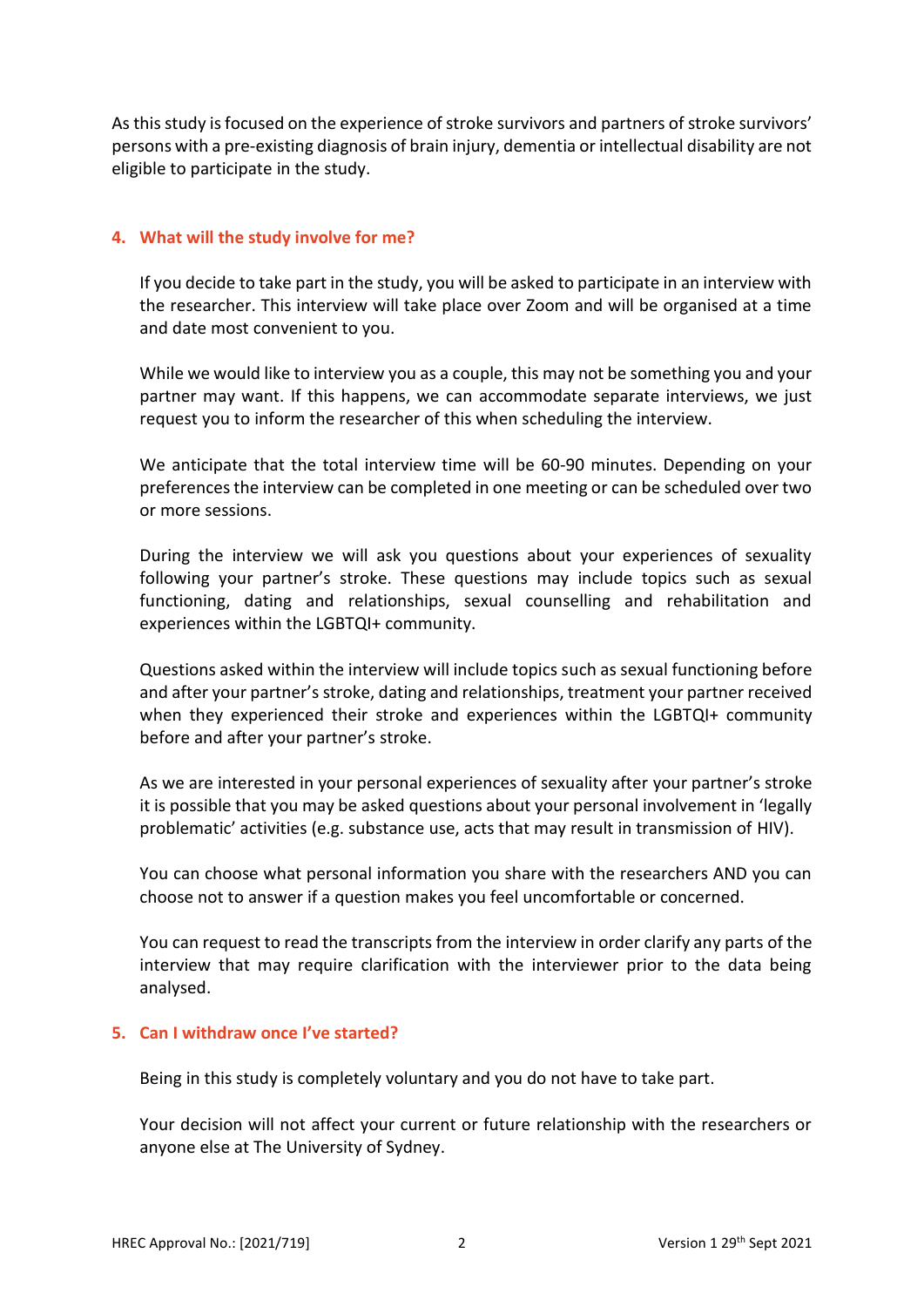As this study is focused on the experience of stroke survivors and partners of stroke survivors' persons with a pre-existing diagnosis of brain injury, dementia or intellectual disability are not eligible to participate in the study.

## 4. What will the study involve for me?

If you decide to take part in the study, you will be asked to participate in an interview with the researcher. This interview will take place over Zoom and will be organised at a time and date most convenient to you.

While we would like to interview you as a couple, this may not be something you and your partner may want. If this happens, we can accommodate separate interviews, we just request you to inform the researcher of this when scheduling the interview.

We anticipate that the total interview time will be 60-90 minutes. Depending on your preferences the interview can be completed in one meeting or can be scheduled over two or more sessions.

During the interview we will ask you questions about your experiences of sexuality following your partner's stroke. These questions may include topics such as sexual functioning, dating and relationships, sexual counselling and rehabilitation and experiences within the LGBTQI+ community.

Questions asked within the interview will include topics such as sexual functioning before and after your partner's stroke, dating and relationships, treatment your partner received when they experienced their stroke and experiences within the LGBTQI+ community before and after your partner's stroke.

As we are interested in your personal experiences of sexuality after your partner's stroke it is possible that you may be asked questions about your personal involvement in 'legally problematic' activities (e.g. substance use, acts that may result in transmission of HIV).

You can choose what personal information you share with the researchers AND you can choose not to answer if a question makes you feel uncomfortable or concerned.

You can request to read the transcripts from the interview in order clarify any parts of the interview that may require clarification with the interviewer prior to the data being analysed.

## 5. Can I withdraw once I've started?

Being in this study is completely voluntary and you do not have to take part.

Your decision will not affect your current or future relationship with the researchers or anyone else at The University of Sydney.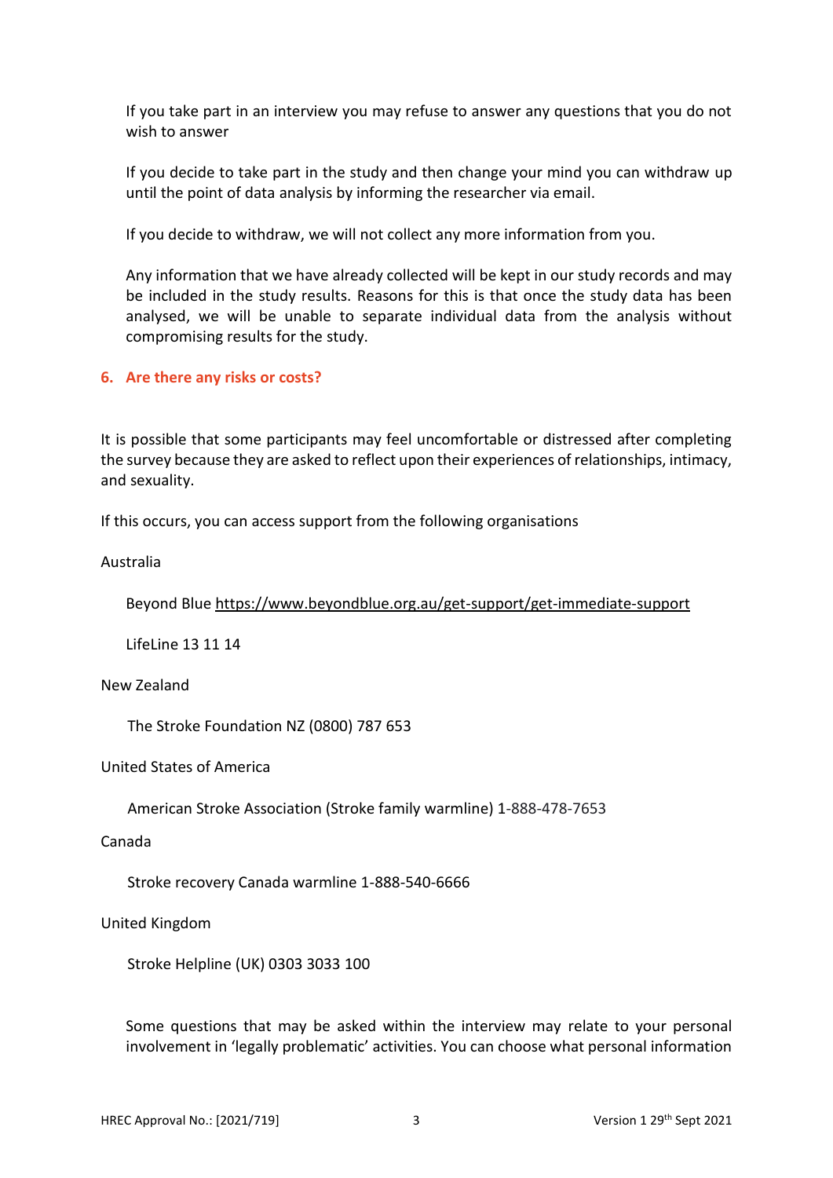If you take part in an interview you may refuse to answer any questions that you do not wish to answer

If you decide to take part in the study and then change your mind you can withdraw up until the point of data analysis by informing the researcher via email.

If you decide to withdraw, we will not collect any more information from you.

Any information that we have already collected will be kept in our study records and may be included in the study results. Reasons for this is that once the study data has been analysed, we will be unable to separate individual data from the analysis without compromising results for the study.

## 6. Are there any risks or costs?

It is possible that some participants may feel uncomfortable or distressed after completing the survey because they are asked to reflect upon their experiences of relationships, intimacy, and sexuality.

If this occurs, you can access support from the following organisations

Australia

Beyond Blue https://www.beyondblue.org.au/get-support/get-immediate-support

LifeLine 13 11 14

New Zealand

The Stroke Foundation NZ (0800) 787 653

United States of America

American Stroke Association (Stroke family warmline) 1-888-478-7653

Canada

Stroke recovery Canada warmline 1-888-540-6666

United Kingdom

Stroke Helpline (UK) 0303 3033 100

Some questions that may be asked within the interview may relate to your personal involvement in 'legally problematic' activities. You can choose what personal information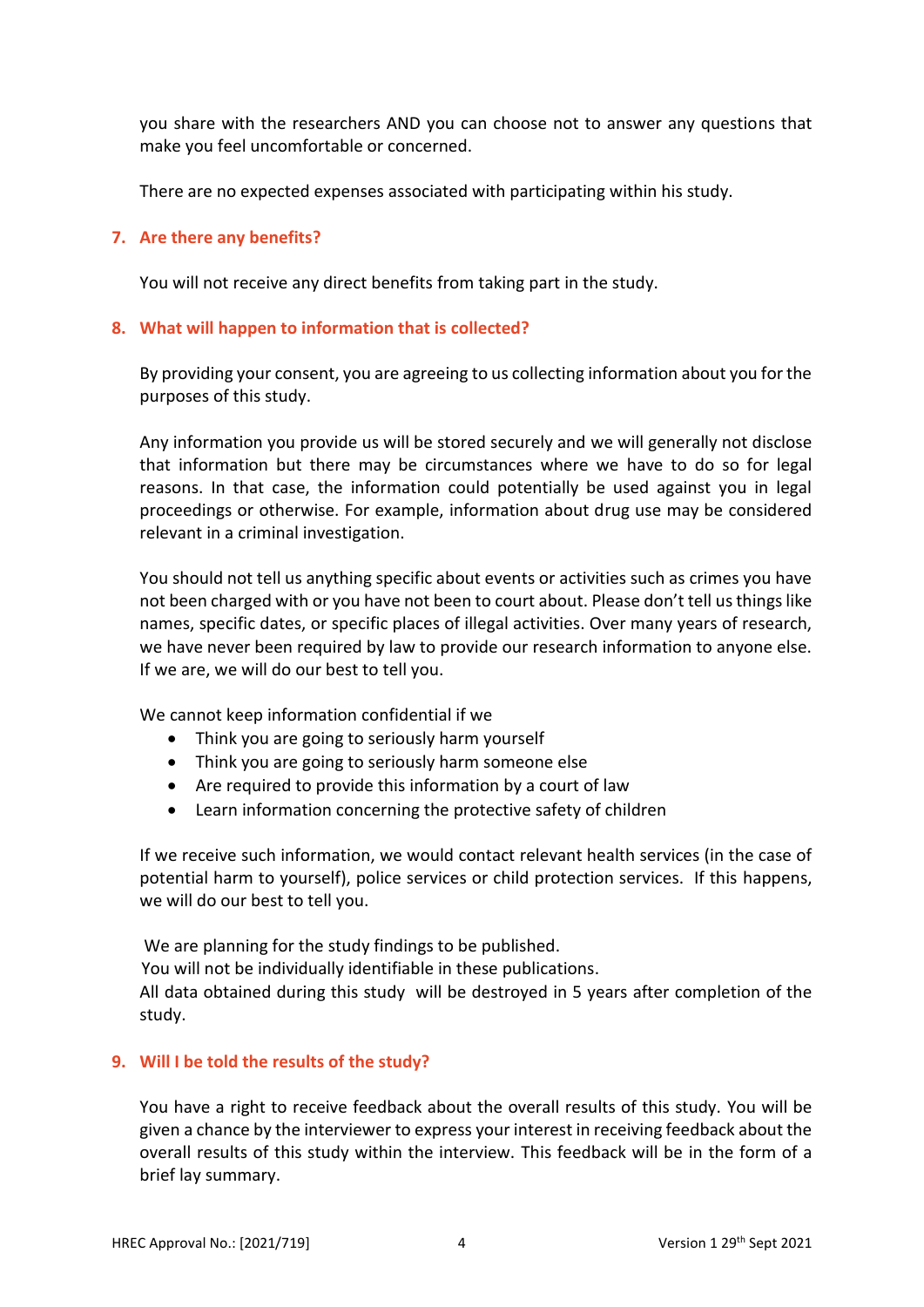you share with the researchers AND you can choose not to answer any questions that make you feel uncomfortable or concerned.

There are no expected expenses associated with participating within his study.

## 7. Are there any benefits?

You will not receive any direct benefits from taking part in the study.

## 8. What will happen to information that is collected?

By providing your consent, you are agreeing to us collecting information about you for the purposes of this study.

Any information you provide us will be stored securely and we will generally not disclose that information but there may be circumstances where we have to do so for legal reasons. In that case, the information could potentially be used against you in legal proceedings or otherwise. For example, information about drug use may be considered relevant in a criminal investigation.

You should not tell us anything specific about events or activities such as crimes you have not been charged with or you have not been to court about. Please don't tell us things like names, specific dates, or specific places of illegal activities. Over many years of research, we have never been required by law to provide our research information to anyone else. If we are, we will do our best to tell you.

We cannot keep information confidential if we

- Think you are going to seriously harm yourself
- Think you are going to seriously harm someone else
- Are required to provide this information by a court of law
- Learn information concerning the protective safety of children

If we receive such information, we would contact relevant health services (in the case of potential harm to yourself), police services or child protection services. If this happens, we will do our best to tell you.

We are planning for the study findings to be published.
You will not be individually identifiable in these publications.
All data obtained during this study will be destroyed in 5 years after completion of the study.

## 9. Will I be told the results of the study?

You have a right to receive feedback about the overall results of this study. You will be given a chance by the interviewer to express your interest in receiving feedback about the overall results of this study within the interview. This feedback will be in the form of a brief lay summary.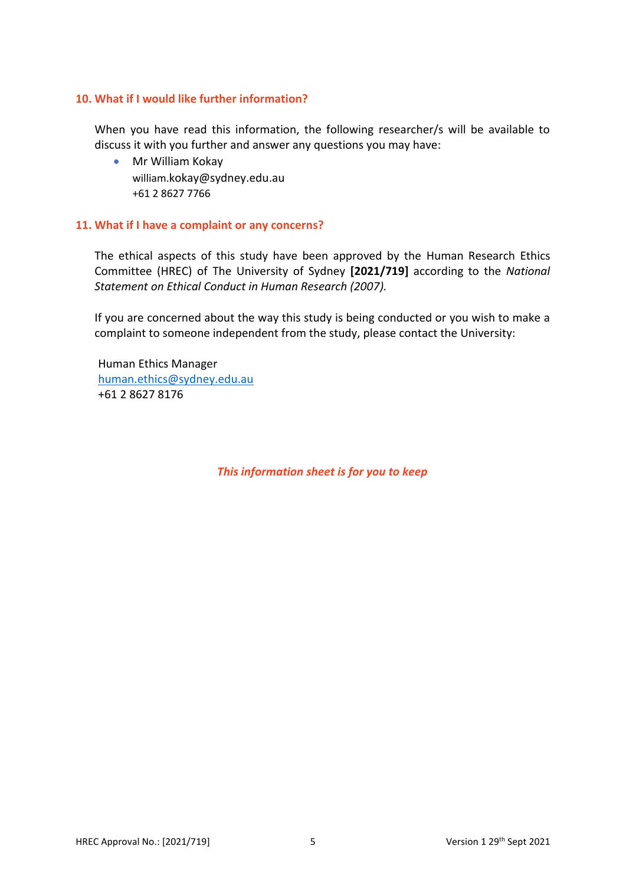## 10. What if I would like further information?

When you have read this information, the following researcher/s will be available to discuss it with you further and answer any questions you may have:

- Mr William Kokay
  william.kokay@sydney.edu.au
  +61 2 8627 7766

## 11. What if I have a complaint or any concerns?

The ethical aspects of this study have been approved by the Human Research Ethics Committee (HREC) of The University of Sydney **[2021/719]** according to the *National Statement on Ethical Conduct in Human Research (2007).*

If you are concerned about the way this study is being conducted or you wish to make a complaint to someone independent from the study, please contact the University:

Human Ethics Manager
human.ethics@sydney.edu.au
+61 2 8627 8176

***This information sheet is for you to keep***